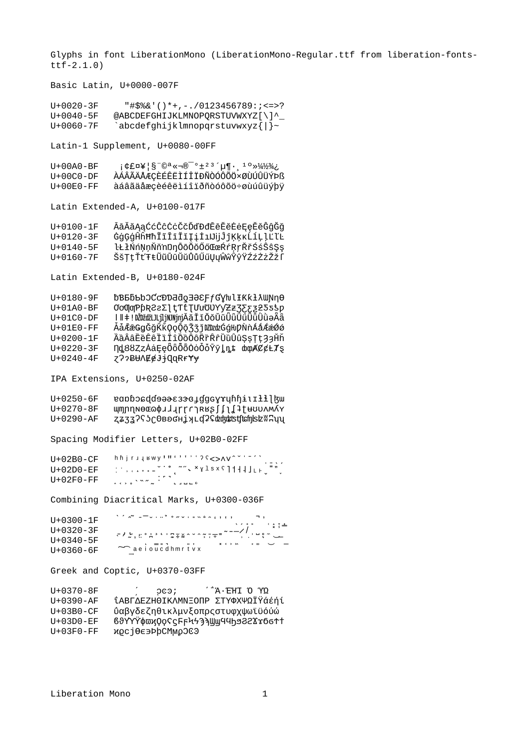Glyphs in font LiberationMono (LiberationMono-Regular.ttf from liberation-fonts-ttf-2.1.0)

Basic Latin, U+0000-007F

```
U+0020-3F     "#$%&'()*+,-./0123456789:;<=>?
U+0040-5F   @ABCDEFGHIJKLMNOPQRSTUVWXYZ[\]^_
U+0060-7F   `abcdefghijklmnopqrstuvwxyz{|}~
```

Latin-1 Supplement, U+0080-00FF

```
U+00A0-BF    ¡¢£¤¥¦§¨©ª«¬®¯°±²³´µ¶·¸¹º»¼½¾¿
U+00C0-DF   ÀÁÂÃÄÅÆÇÈÉÊËÌÍÎÏÐÑÒÓÔÕÖ×ØÙÚÛÜÝÞß
U+00E0-FF   àáâãäåæçèéêëìíîïðñòóôõö÷øùúûüýþÿ
```

Latin Extended-A, U+0100-017F

```
U+0100-1F   ĀāĂăĄąĆćĈĉĊċČčĎďĐđĒēĔĕĖėĘęĚěĜĝĞğ
U+0120-3F   ĠġĢģĤĥĦħĨĩĪīĬĭĮįİıĲĳĴĵĶķĸĹĺĻļĽľĿ
U+0140-5F   ŀŁłŃńŅņŇňŉŊŋŌōŎŏŐőŒœŔŕŖŗŘřŚśŜŝŞş
U+0160-7F   ŠšŢţŤťŦŧŨũŪūŬŭŮůŰűŲųŴŵŶŷŸŹźŻżŽžſ
```

Latin Extended-B, U+0180-024F

```
U+0180-9F   ƀƁƂƃƄƅƆƇƈƉƊƋƌƍƎƏƐƑƒƓƔƕƖƗƘƙƚƛƜƝƞƟ
U+01A0-BF   ƠơƢƣƤƥƦƧƨƩƪƫƬƭƮƯưƱƲƳƴƵƶƷƸƹƺƻƼƽƾƿ
U+01C0-DF   ǀǁǂǃǄǅǆǇǈǉǊǋǌǍǎǏǐǑǒǓǔǕǖǗǘǙǚǛǜǝǞǟ
U+01E0-FF   ǠǡǢǣǤǥǦǧǨǩǪǫǬǭǮǯǰǱǲǳǴǵǶǷǸǹǺǻǼǽǾǿ
U+0200-1F   ȀȁȂȃȄȅȆȇȈȉȊȋȌȍȎȏȐȑȒȓȔȕȖȗȘșȚțȜȝȞȟ
U+0220-3F   ȠȡȢȣȤȥȦȧȨȩȪȫȬȭȮȯȰȱȲȳȴȵȶȷȸȹȺȻȼȽȾȿ
U+0240-4F   ɀɁɂɃɄɅɆɇɈɉɊɋɌɍɎɏ
```

IPA Extensions, U+0250-02AF

```
U+0250-6F   ɐɑɒɓɔɕɖɗɘəɚɛɜɝɞɟɠɡɢɣɤɥɦɧɨɩɪɫɬɭɮɯ
U+0270-8F   ɰɱɲɳɴɵɶɷɸɹɺɻɼɽɾɿʀʁʂʃʄʅʆʇʈʉʊʋʌʍʎʏ
U+0290-AF   ʐʑʒʓʔʕʖʗʘʙʚʛʜʝʞʟʠʡʢʣʤʥʦʧʨʩʪʫʬʭʮʯ
```

Spacing Modifier Letters, U+02B0-02FF

```
U+02B0-CF   ʰʱʲʳʴʵʶʷʸʹʺʻʼʽʾʿˀˁ˂˃˄˅ˆˇˈˉˊˋˌˍˎˏ
U+02D0-EF   ːˑ˒˓˔˕˖˗˘˙˚˛˜˝˞˟ˠˡˢˣˤ˥˦˧˨˩˪˫ˬ˭ˮ˯
U+02F0-FF   ˰˱˲˳˴˵˶˷˸˹˺˻˼˽˾˿
```

Combining Diacritical Marks, U+0300-036F

```
U+0300-1F   ̀ ́ ̂ ̃ ̄ ̅ ̆ ̇ ̈ ̉ ̊ ̋ ̌ ̍ ̎ ̏ ̐ ̑ ̒ ̓ ̔ ̕ ̖ ̗ ̘ ̙ ̚ ̛ ̜ ̝ ̞ ̟
U+0320-3F   ̠ ̡ ̢ ̣ ̤ ̥ ̦ ̧ ̨ ̩ ̪ ̫ ̬ ̭ ̮ ̯ ̰ ̱ ̲ ̳ ̴ ̵ ̶ ̷ ̸ ̹ ̺ ̻ ̼ ̽ ̾ ̿
U+0340-5F   ̀ ́ ͂ ̓ ̈́ ͅ ͆ ͇ ͈ ͉ ͊ ͋ ͌ ͍ ͎ ͏ ͐ ͑ ͒ ͓ ͔ ͕ ͖ ͗ ͘ ͙ ͚ ͛ ͜ ͝ ͞ ͟
U+0360-6F   ͠ ͡ ͢ ͣ ͤ ͥ ͦ ͧ ͨ ͩ ͪ ͫ ͬ ͭ ͮ ͯ
```

Greek and Coptic, U+0370-03FF

```
U+0370-8F       ʹ͵    ͺͻͼͽ;      ΄΅Ά·ΈΉΊ Ό ΎΏ
U+0390-AF   ΐΑΒΓΔΕΖΗΘΙΚΛΜΝΞΟΠΡ ΣΤΥΦΧΨΩΪΫάέήί
U+03B0-CF   ΰαβγδεζηθικλμνξοπρςστυφχψωϊϋόύώ
U+03D0-EF   ϐϑϒϓϔϕϖϗϘϙϚϛϜϝϞϟϠϡϢϣϤϥϦϧϨϩϪϫϬϭϮϯ
U+03F0-FF   ϰϱϲϳϴϵ϶ϷϸϹϺϻϼϽϾϿ
```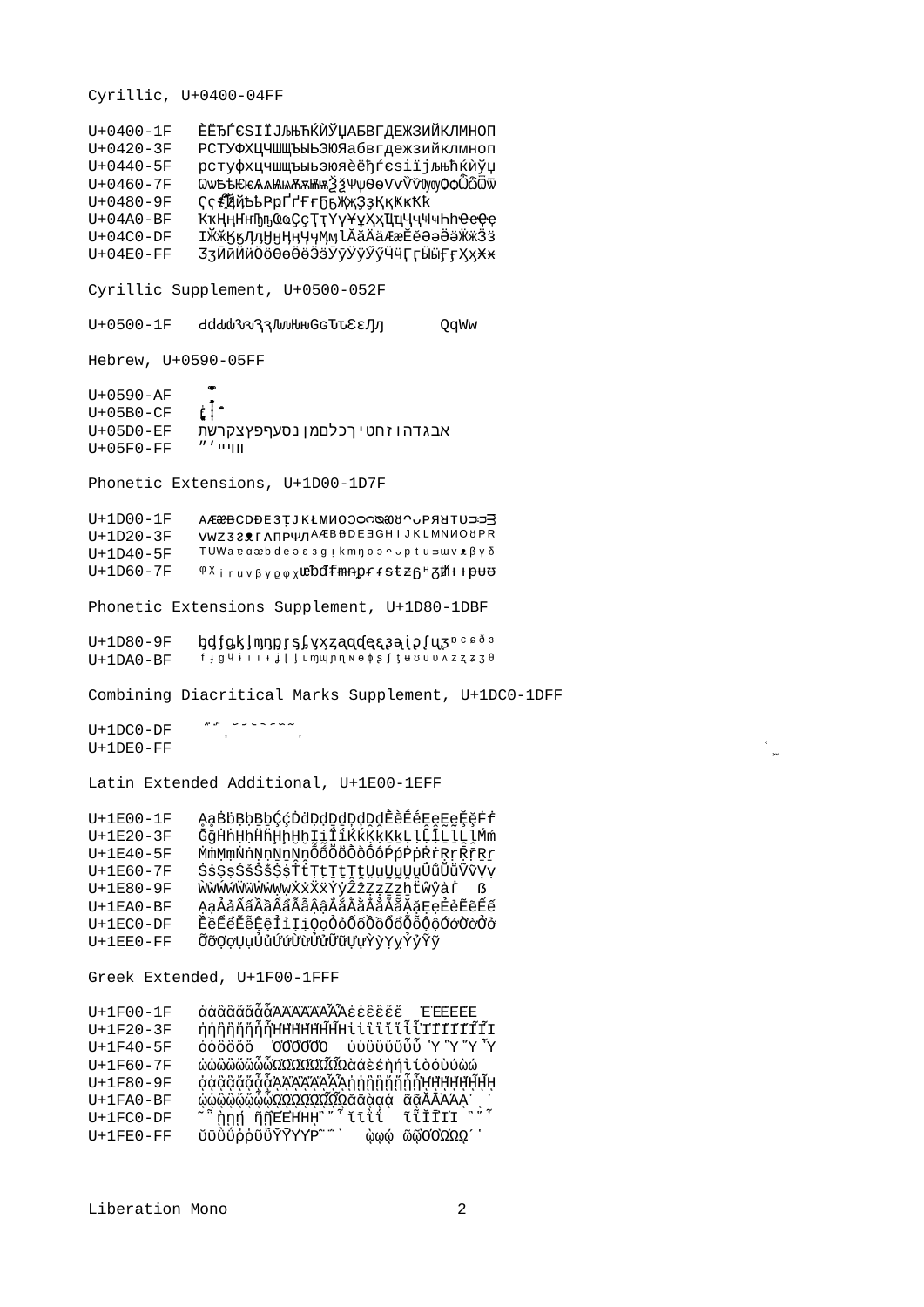Cyrillic, U+0400-04FF

```
U+0400-1F   ЀЁЂЃЄЅІЇЈЉЊЋЌЍЎЏАБВГДЕЖЗИЙКЛМНОП
U+0420-3F   РСТУФХЦЧШЩЪЫЬЭЮЯабвгдежзийклмноп
U+0440-5F   рстуфхцчшщъыьэюяѐёђѓєѕіїјљњћќѝўџ
U+0460-7F   ѠѡѢѣѤѥѦѧѨѩѪѫѬѭѮѯѰѱѲѳѴѵѶѷѸѹѺѻѼѽѾѿ
U+0480-9F   Ҁҁ҂҃҄҅҆҈҉ҊҋҌҍҎҏҐґҒғҔҕҖҗҘҙҚқҜҝҞҟ
U+04A0-BF   ҠҡҢңҤҥҦҧҨҩҪҫҬҭҮүҰұҲҳҴҵҶҷҸҹҺһҼҽҾҿ
U+04C0-DF   ӀӁӂӃӄӅӆӇӈӉӊӋӌӍӎӏӐӑӒӓӔӕӖӗӘәӚӛӜӝӞӟ
U+04E0-FF   ӠӡӢӣӤӥӦӧӨөӪӫӬӭӮӯӰӱӲӳӴӵӶӷӸӹӺӻӼӽӾӿ
```

Cyrillic Supplement, U+0500-052F

```
U+0500-1F   ԀԁԂԃԄԅԆԇԈԉԊԋԌԍԎԏԐԑԒԓ      ԚԛԜԝ
```

Hebrew, U+0590-05FF

```
U+0590-AF    ֑
U+05B0-CF   ְ ׂ ׆
U+05D0-EF   אבגדהוזחטיךכלםמןנסעףפץצקרשת
U+05F0-FF   װױײ׳״
```

Phonetic Extensions, U+1D00-1D7F

```
U+1D00-1F   ᴀᴁᴂᴃᴄᴅᴆᴇᴈᴉᴊᴋᴌᴍᴎᴏᴐᴑᴒᴓᴔᴕᴖᴗᴘᴙᴚᴛᴜᴝᴞᴟ
U+1D20-3F   ᴠᴡᴢᴣᴤᴥᴦᴧᴨᴩᴪᴫᴬᴭᴮᴯᴰᴱᴲᴳᴴᴵᴶᴷᴸᴹᴺᴻᴼᴽᴾᴿ
U+1D40-5F   ᵀᵁᵂᵃᵄᵅᵆᵇᵈᵉᵊᵋᵌᵍᵎᵏᵐᵑᵒᵓᵔᵕᵖᵗᵘᵙᵚᵛᵜᵝᵞᵟ
U+1D60-7F   ᵠᵡᵢᵣᵤᵥᵦᵧᵨᵩᵪᵫᵬᵭᵮᵯᵰᵱᵲᵳᵴᵵᵶᵷᵸᵹᵺᵻᵼᵽᵾᵿ
```

Phonetic Extensions Supplement, U+1D80-1DBF

```
U+1D80-9F   ᶀᶁᶂᶃᶄᶅᶆᶇᶈᶉᶊᶋᶌᶍᶎᶏᶐᶑᶒᶓᶔᶕᶖᶗᶘᶙᶚᶛᶜᶝᶞᶟ
U+1DA0-BF   ᶠᶡᶢᶣᶤᶥᶦᶧᶨᶩᶪᶫᶬᶭᶮᶯᶰᶱᶲᶳᶴᶵᶶᶷᶸᶹᶺᶻᶼᶽᶾᶿ
```

Combining Diacritical Marks Supplement, U+1DC0-1DFF

```
U+1DC0-DF    ᷀ ᷁ ᷂ ᷃ ᷄ ᷅ ᷆ ᷇ ᷈ ᷉ ᷊
U+1DE0-FF                                                    ᷾ ᷿
```

Latin Extended Additional, U+1E00-1EFF

```
U+1E00-1F   ḀḁḂḃḄḅḆḇḈḉḊḋḌḍḎḏḐḑḒḓḔḕḖḗḘḙḚḛḜḝḞḟ
U+1E20-3F   ḠḡḢḣḤḥḦḧḨḩḪḫḬḭḮḯḰḱḲḳḴḵḶḷḸḹḺḻḼḽḾḿ
U+1E40-5F   ṀṁṂṃṄṅṆṇṈṉṊṋṌṍṎṏṐṑṒṓṔṕṖṗṘṙṚṛṜṝṞṟ
U+1E60-7F   ṠṡṢṣṤṥṦṧṨṩṪṫṬṭṮṯṰṱṲṳṴṵṶṷṸṹṺṻṼṽṾṿ
U+1E80-9F   ẀẁẂẃẄẅẆẇẈẉẊẋẌẍẎẏẐẑẒẓẔẕẖẗẘẙẚẛ  ẞ
U+1EA0-BF   ẠạẢảẤấẦầẨẩẪẫẬậẮắẰằẲẳẴẵẶặẸẹẺẻẼẽẾế
U+1EC0-DF   ỀềỂểỄễỆệỈỉỊịỌọỎỏỐốỒồỔổỖỗỘộỚớỜờỞở
U+1EE0-FF   ỠỡỢợỤụỦủỨứỪừỬửỮữỰựỲỳỴỵỶỷỸỹ
```

Greek Extended, U+1F00-1FFF

```
U+1F00-1F   ἀἁἂἃἄἅἆἇἈἉἊἋἌἍἎἏἐἑἒἓἔἕ  ἘἙἚἛἜἝ
U+1F20-3F   ἠἡἢἣἤἥἦἧἨἩἪἫἬἭἮἯἰἱἲἳἴἵἶἷἸἹἺἻἼἽἾἿ
U+1F40-5F   ὀὁὂὃὄὅ  ὈὉὊὋὌὍ  ὐὑὒὓὔὕὖὗ Ὑ Ὓ Ὕ Ὗ
U+1F60-7F   ὠὡὢὣὤὥὦὧὨὩὪὫὬὭὮὯὰάὲέὴήὶίὸόὺύὼώ
U+1F80-9F   ᾀᾁᾂᾃᾄᾅᾆᾇᾈᾉᾊᾋᾌᾍᾎᾏᾐᾑᾒᾓᾔᾕᾖᾗᾘᾙᾚᾛᾜᾝᾞᾟ
U+1FA0-BF   ᾠᾡᾢᾣᾤᾥᾦᾧᾨᾩᾪᾫᾬᾭᾮᾯᾰᾱᾲᾳᾴ ᾶᾷᾸᾹᾺΆᾼ᾽ι᾿
U+1FC0-DF   ῀῁ῂῃῄ ῆῇῈΈῊΉῌ῍῎῏ῐῑῒΐ  ῖῗῘῙῚΊ ῝῞῟
U+1FE0-FF   ῠῡῢΰῤῥῦῧῨῩῪΎῬ῭΅`  ῲῳῴ ῶῷῸΌῺΏῼ´῾
```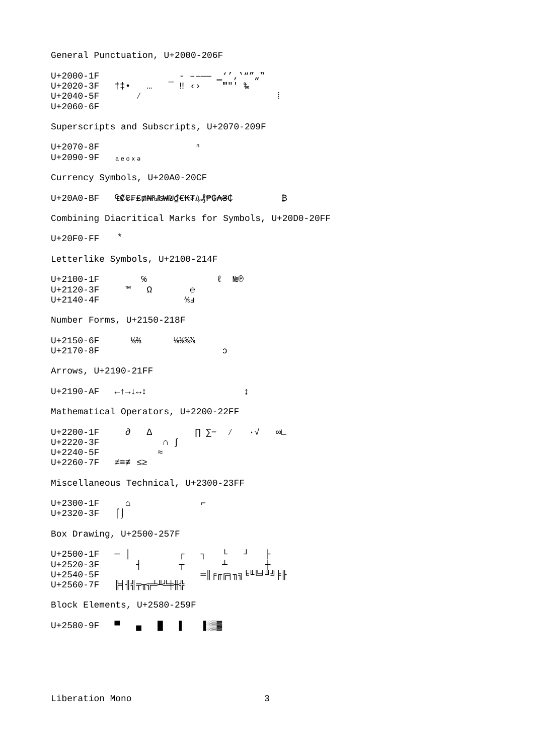General Punctuation, U+2000-206F

```
U+2000-1F              ‒ - ‐‑‒–—― ‗‘’‚‛“”„‟
U+2020-3F   †‡•    …    ‼ ‹›     ‴‵‶‷ ‰
U+2040-5F       ⁄                              ⁞
U+2060-6F
```

Superscripts and Subscripts, U+2070-209F

```
U+2070-8F                 ⁿ
U+2090-9F   ₐₑₒₓₔ
```

Currency Symbols, U+20A0-20CF

```
U+20A0-BF   ₠₡₢₣₤₥₦₧₨₩₪₫€₭₮₯₰₱₲₳₴₵          ₿
```

Combining Diacritical Marks for Symbols, U+20D0-20FF

```
U+20F0-FF    ⃰
```

Letterlike Symbols, U+2100-214F

```
U+2100-1F        ℅              ℓ  №℗
U+2120-3F     ™   Ω       ℮
U+2140-4F                 ⅍ⅎ
```

Number Forms, U+2150-218F

```
U+2150-6F       ⅓⅔       ⅛⅜⅝⅞
U+2170-8F                         ↄ
```

Arrows, U+2190-21FF

```
U+2190-AF   ←↑→↓↔↕                   ↨
```

Mathematical Operators, U+2200-22FF

```
U+2200-1F     ∂   ∆        ∏ ∑−  ∕   ∙√   ∞∟
U+2220-3F             ∩ ∫
U+2240-5F            ≈
U+2260-7F   ≠≡≢ ≤≥
```

Miscellaneous Technical, U+2300-23FF

```
U+2300-1F     ⌂             ⌐
U+2320-3F   ⌠⌡
```

Box Drawing, U+2500-257F

```
U+2500-1F   ─ │         ┌   ┐   └   ┘   ├
U+2520-3F       ┤       ┬       ┴       ┼
U+2540-5F                  ═║╒╓╔╕╖╗╘╙╚╛╜╝╞╟
U+2560-7F   ╠╡╢╣╤╥╦╧╨╩╪╫╬
```

Block Elements, U+2580-259F

```
U+2580-9F   ▀   ▄   █   ▌   ▐░▒▓
```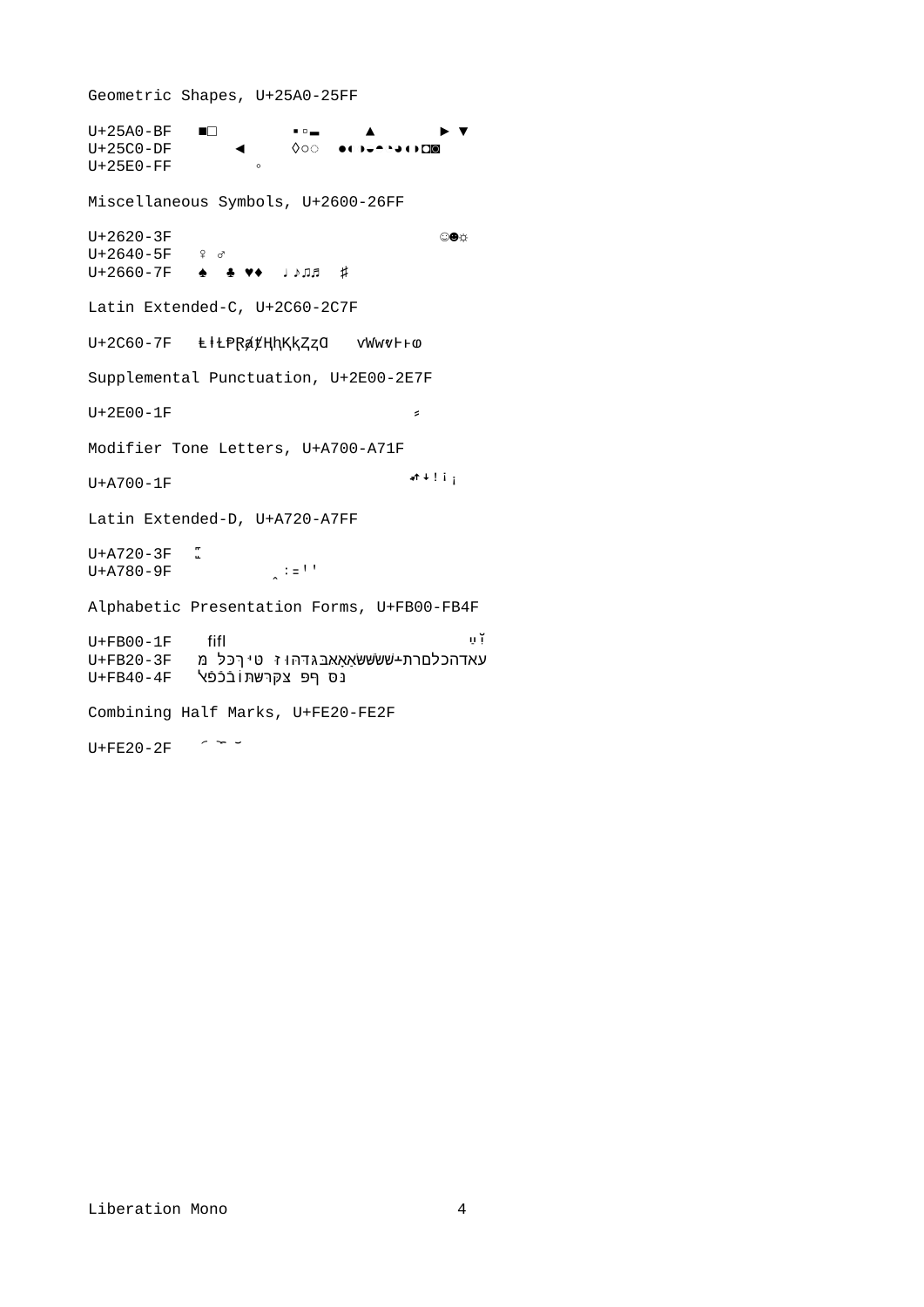Geometric Shapes, U+25A0-25FF

U+25A0-BF ■□ ▪▫▬ ▲ ► ▼
U+25C0-DF ◄ ◊○◌ ●◐◑◒◓◔◕◖◗◘◙
U+25E0-FF ◦

Miscellaneous Symbols, U+2600-26FF

U+2620-3F ☺☻☼
U+2640-5F ♀ ♂
U+2660-7F ♠ ♣ ♥♦ ♩♪♫♬ ♯

Latin Extended-C, U+2C60-2C7F

U+2C60-7F ⱠⱡⱢⱣⱤⱥⱦⱧⱨⱩⱪⱫⱬⱭ ⱱⱲⱳⱴⱵⱶⱷ

Supplemental Punctuation, U+2E00-2E7F

U+2E00-1F ⸗

Modifier Tone Letters, U+A700-A71F

U+A700-1F ꜛꜜꜝꜞꜟ

Latin Extended-D, U+A720-A7FF

U+A720-3F ꜠꜡
U+A780-9F ꞈ꞉꞊Ꞌꞌ

Alphabetic Presentation Forms, U+FB00-FB4F

U+FB00-1F ﬁﬂ ﬠ ﬡ
U+FB20-3F עאדהכלםרת﬩שׁשׂשּׁשּׂאַאָאּבּגּדּהּוּזּ טּיּךּכּלּ מּ
U+FB40-4F נּסּ ףּפּ צּקּרּשּתּוֹבֿכֿפֿﭏ

Combining Half Marks, U+FE20-FE2F

U+FE20-2F ︠︡︢︣